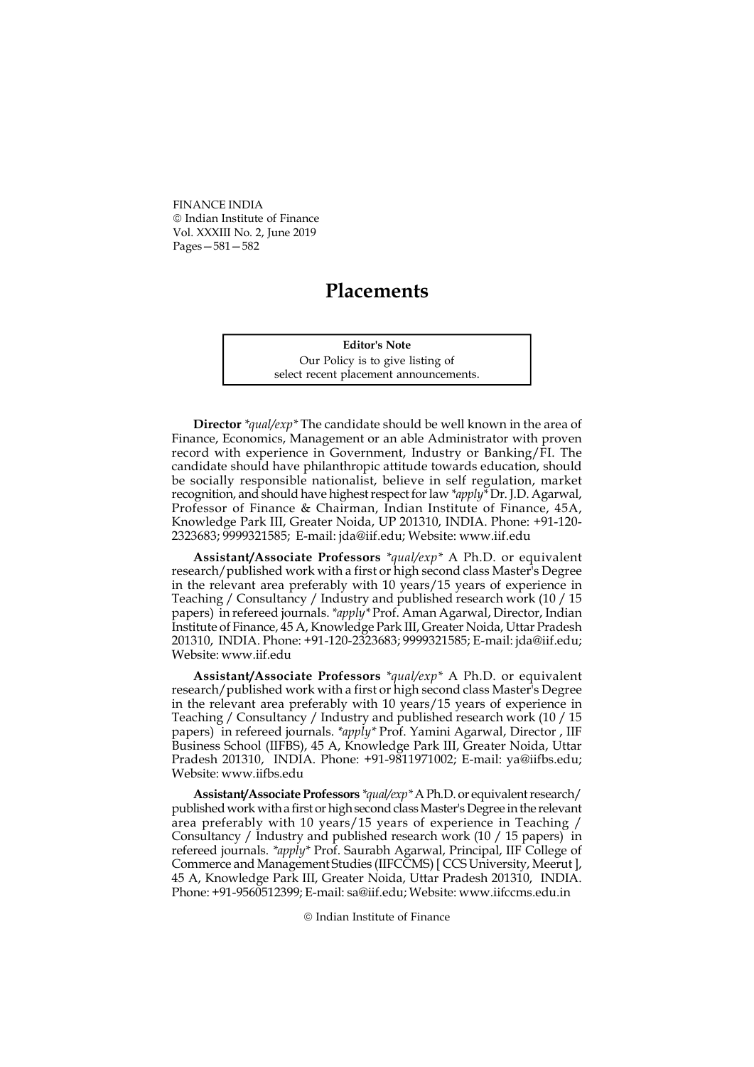# Placements

**Editor's Note**

Our Policy is to give listing of select recent placement announcements.

**Director** *\*qual/exp\** The candidate should be well known in the area of Finance, Economics, Management or an able Administrator with proven record with experience in Government, Industry or Banking/FI. The candidate should have philanthropic attitude towards education, should be socially responsible nationalist, believe in self regulation, market recognition, and should have highest respect for law *\*apply\** Dr. J.D. Agarwal, Professor of Finance & Chairman, Indian Institute of Finance, 45A, Knowledge Park III, Greater Noida, UP 201310, INDIA. Phone: +91-120-2323683; 9999321585; E-mail: jda@iif.edu; Website: www.iif.edu

**Assistant/Associate Professors** *\*qual/exp\** A Ph.D. or equivalent research/published work with a first or high second class Master's Degree in the relevant area preferably with 10 years/15 years of experience in Teaching / Consultancy / Industry and published research work (10 / 15 papers) in refereed journals. *\*apply\** Prof. Aman Agarwal, Director, Indian Institute of Finance, 45 A, Knowledge Park III, Greater Noida, Uttar Pradesh 201310, INDIA. Phone: +91-120-2323683; 9999321585; E-mail: jda@iif.edu; Website: www.iif.edu

**Assistant/Associate Professors** *\*qual/exp\** A Ph.D. or equivalent research/published work with a first or high second class Master's Degree in the relevant area preferably with 10 years/15 years of experience in Teaching / Consultancy / Industry and published research work (10 / 15 papers) in refereed journals. *\*apply\** Prof. Yamini Agarwal, Director , IIF Business School (IIFBS), 45 A, Knowledge Park III, Greater Noida, Uttar Pradesh 201310, INDIA. Phone: +91-9811971002; E-mail: ya@iifbs.edu; Website: www.iifbs.edu

**Assistant/Associate Professors** *\*qual/exp\** A Ph.D. or equivalent research/published work with a first or high second class Master's Degree in the relevant area preferably with 10 years/15 years of experience in Teaching / Consultancy / Industry and published research work (10 / 15 papers) in refereed journals. *\*apply\** Prof. Saurabh Agarwal, Principal, IIF College of Commerce and Management Studies (IIFCCMS) [ CCS University, Meerut ], 45 A, Knowledge Park III, Greater Noida, Uttar Pradesh 201310, INDIA. Phone: +91-9560512399; E-mail: sa@iif.edu; Website: www.iifccms.edu.in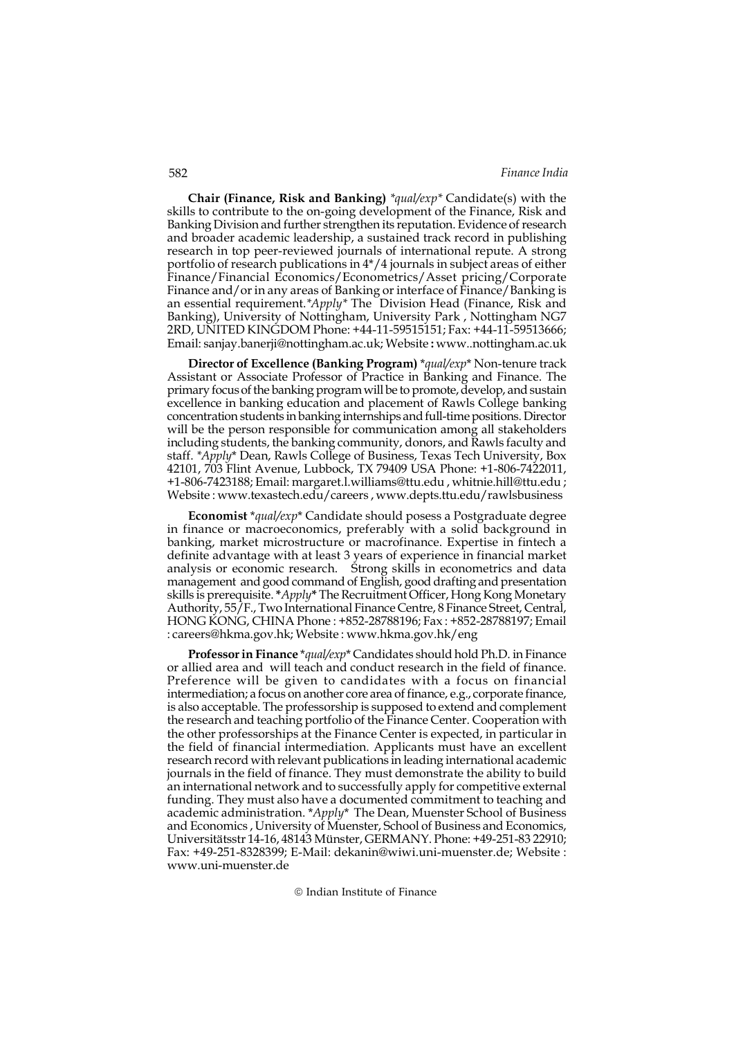**Chair (Finance, Risk and Banking)** *\*qual/exp\** Candidate(s) with the skills to contribute to the on-going development of the Finance, Risk and Banking Division and further strengthen its reputation. Evidence of research and broader academic leadership, a sustained track record in publishing research in top peer-reviewed journals of international repute. A strong portfolio of research publications in 4*/4 journals in subject areas of either Finance/Financial Economics/Econometrics/Asset pricing/Corporate Finance and/or in any areas of Banking or interface of Finance/Banking is an essential requirement.*\*Apply\** The Division Head (Finance, Risk and Banking), University of Nottingham, University Park , Nottingham NG7 2RD, UNITED KINGDOM Phone: +44-11-59515151; Fax: +44-11-59513666; Email: sanjay.banerji@nottingham.ac.uk; Website **:** www..nottingham.ac.uk

**Director of Excellence (Banking Program)** \**qual/exp*\* Non-tenure track Assistant or Associate Professor of Practice in Banking and Finance. The primary focus of the banking program will be to promote, develop, and sustain excellence in banking education and placement of Rawls College banking concentration students in banking internships and full-time positions. Director will be the person responsible for communication among all stakeholders including students, the banking community, donors, and Rawls faculty and staff. \**Apply*\* Dean, Rawls College of Business, Texas Tech University, Box 42101, 703 Flint Avenue, Lubbock, TX 79409 USA Phone: +1-806-7422011, +1-806-7423188; Email: margaret.l.williams@ttu.edu , whitnie.hill@ttu.edu ; Website : www.texastech.edu/careers , www.depts.ttu.edu/rawlsbusiness

**Economist** \**qual/exp*\* Candidate should posess a Postgraduate degree in finance or macroeconomics, preferably with a solid background in banking, market microstructure or macrofinance. Expertise in fintech a definite advantage with at least 3 years of experience in financial market analysis or economic research. Strong skills in econometrics and data management and good command of English, good drafting and presentation skills is prerequisite. **\****Apply***\*** The Recruitment Officer, Hong Kong Monetary Authority, 55/F., Two International Finance Centre, 8 Finance Street, Central, HONG KONG, CHINA Phone : +852-28788196; Fax : +852-28788197; Email : careers@hkma.gov.hk; Website : www.hkma.gov.hk/eng

**Professor in Finance** \**qual/exp*\* Candidates should hold Ph.D. in Finance or allied area and will teach and conduct research in the field of finance. Preference will be given to candidates with a focus on financial intermediation; a focus on another core area of finance, e.g., corporate finance, is also acceptable. The professorship is supposed to extend and complement the research and teaching portfolio of the Finance Center. Cooperation with the other professorships at the Finance Center is expected, in particular in the field of financial intermediation. Applicants must have an excellent research record with relevant publications in leading international academic journals in the field of finance. They must demonstrate the ability to build an international network and to successfully apply for competitive external funding. They must also have a documented commitment to teaching and academic administration. \**Apply*\* The Dean, Muenster School of Business and Economics , University of Muenster, School of Business and Economics, Universitätsstr 14-16, 48143 Münster, GERMANY. Phone: +49-251-83 22910; Fax: +49-251-8328399; E-Mail: dekanin@wiwi.uni-muenster.de; Website : www.uni-muenster.de

© Indian Institute of Finance